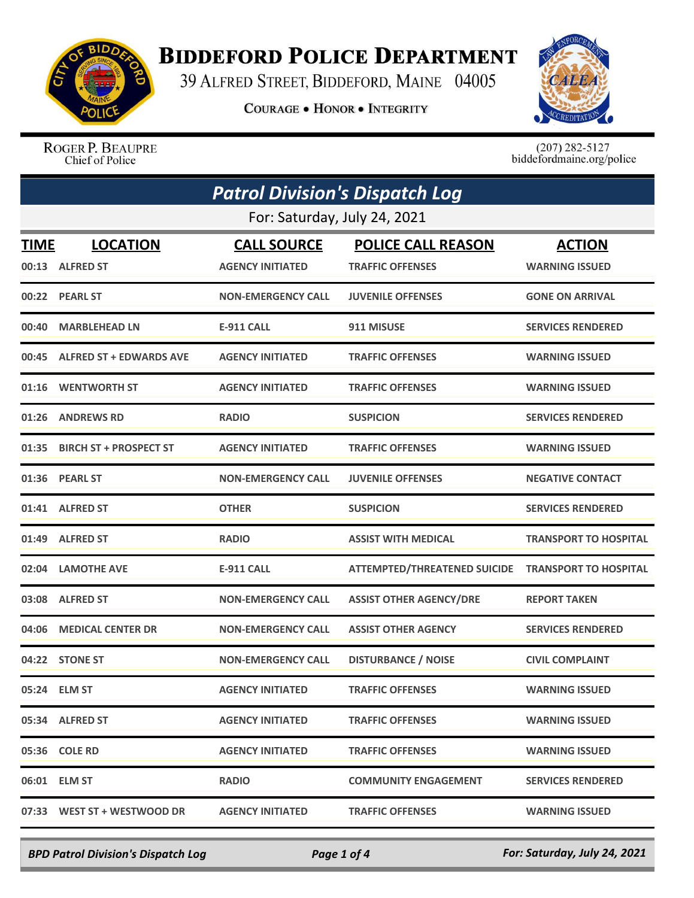# Biddeford Police Department

39 Alfred Street, Biddeford, Maine 04005

Courage • Honor • Integrity

Roger P. Beaupre
Chief of Police

(207) 282-5127
biddefordmaine.org/police

## Patrol Division's Dispatch Log

For: Saturday, July 24, 2021

| TIME | LOCATION | CALL SOURCE | POLICE CALL REASON | ACTION |
|---|---|---|---|---|
| 00:13 | ALFRED ST | AGENCY INITIATED | TRAFFIC OFFENSES | WARNING ISSUED |
| 00:22 | PEARL ST | NON-EMERGENCY CALL | JUVENILE OFFENSES | GONE ON ARRIVAL |
| 00:40 | MARBLEHEAD LN | E-911 CALL | 911 MISUSE | SERVICES RENDERED |
| 00:45 | ALFRED ST + EDWARDS AVE | AGENCY INITIATED | TRAFFIC OFFENSES | WARNING ISSUED |
| 01:16 | WENTWORTH ST | AGENCY INITIATED | TRAFFIC OFFENSES | WARNING ISSUED |
| 01:26 | ANDREWS RD | RADIO | SUSPICION | SERVICES RENDERED |
| 01:35 | BIRCH ST + PROSPECT ST | AGENCY INITIATED | TRAFFIC OFFENSES | WARNING ISSUED |
| 01:36 | PEARL ST | NON-EMERGENCY CALL | JUVENILE OFFENSES | NEGATIVE CONTACT |
| 01:41 | ALFRED ST | OTHER | SUSPICION | SERVICES RENDERED |
| 01:49 | ALFRED ST | RADIO | ASSIST WITH MEDICAL | TRANSPORT TO HOSPITAL |
| 02:04 | LAMOTHE AVE | E-911 CALL | ATTEMPTED/THREATENED SUICIDE | TRANSPORT TO HOSPITAL |
| 03:08 | ALFRED ST | NON-EMERGENCY CALL | ASSIST OTHER AGENCY/DRE | REPORT TAKEN |
| 04:06 | MEDICAL CENTER DR | NON-EMERGENCY CALL | ASSIST OTHER AGENCY | SERVICES RENDERED |
| 04:22 | STONE ST | NON-EMERGENCY CALL | DISTURBANCE / NOISE | CIVIL COMPLAINT |
| 05:24 | ELM ST | AGENCY INITIATED | TRAFFIC OFFENSES | WARNING ISSUED |
| 05:34 | ALFRED ST | AGENCY INITIATED | TRAFFIC OFFENSES | WARNING ISSUED |
| 05:36 | COLE RD | AGENCY INITIATED | TRAFFIC OFFENSES | WARNING ISSUED |
| 06:01 | ELM ST | RADIO | COMMUNITY ENGAGEMENT | SERVICES RENDERED |
| 07:33 | WEST ST + WESTWOOD DR | AGENCY INITIATED | TRAFFIC OFFENSES | WARNING ISSUED |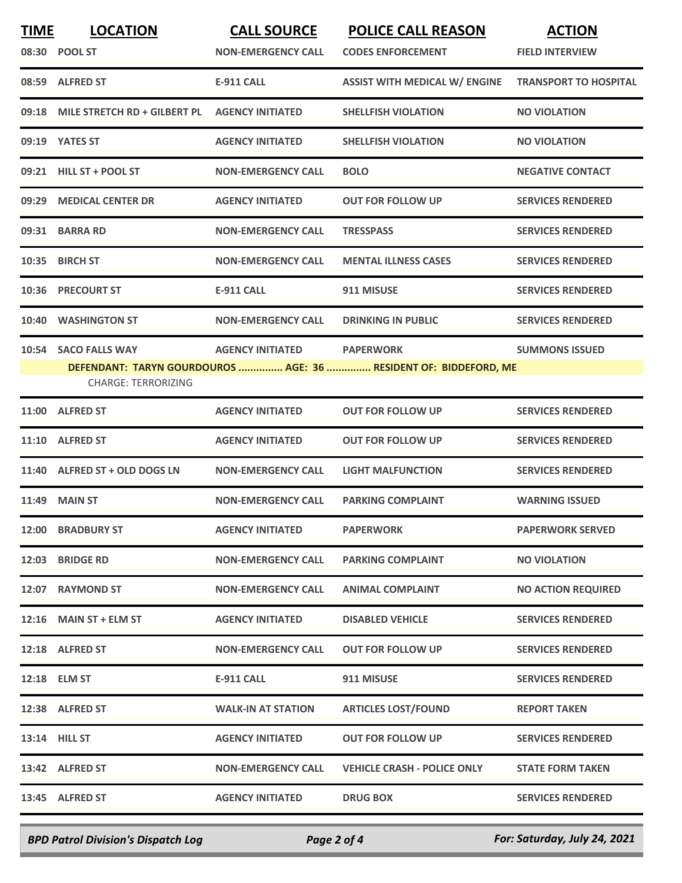| TIME | LOCATION | CALL SOURCE | POLICE CALL REASON | ACTION |
|---|---|---|---|---|
| 08:30 | POOL ST | NON-EMERGENCY CALL | CODES ENFORCEMENT | FIELD INTERVIEW |
| 08:59 | ALFRED ST | E-911 CALL | ASSIST WITH MEDICAL W/ ENGINE | TRANSPORT TO HOSPITAL |
| 09:18 | MILE STRETCH RD + GILBERT PL | AGENCY INITIATED | SHELLFISH VIOLATION | NO VIOLATION |
| 09:19 | YATES ST | AGENCY INITIATED | SHELLFISH VIOLATION | NO VIOLATION |
| 09:21 | HILL ST + POOL ST | NON-EMERGENCY CALL | BOLO | NEGATIVE CONTACT |
| 09:29 | MEDICAL CENTER DR | AGENCY INITIATED | OUT FOR FOLLOW UP | SERVICES RENDERED |
| 09:31 | BARRA RD | NON-EMERGENCY CALL | TRESSPASS | SERVICES RENDERED |
| 10:35 | BIRCH ST | NON-EMERGENCY CALL | MENTAL ILLNESS CASES | SERVICES RENDERED |
| 10:36 | PRECOURT ST | E-911 CALL | 911 MISUSE | SERVICES RENDERED |
| 10:40 | WASHINGTON ST | NON-EMERGENCY CALL | DRINKING IN PUBLIC | SERVICES RENDERED |
| 10:54 | SACO FALLS WAY | AGENCY INITIATED | PAPERWORK | SUMMONS ISSUED |
| | DEFENDANT: TARYN GOURDOUROS ............... AGE: 36 ............... RESIDENT OF: BIDDEFORD, ME<br>CHARGE: TERRORIZING | | | |
| 11:00 | ALFRED ST | AGENCY INITIATED | OUT FOR FOLLOW UP | SERVICES RENDERED |
| 11:10 | ALFRED ST | AGENCY INITIATED | OUT FOR FOLLOW UP | SERVICES RENDERED |
| 11:40 | ALFRED ST + OLD DOGS LN | NON-EMERGENCY CALL | LIGHT MALFUNCTION | SERVICES RENDERED |
| 11:49 | MAIN ST | NON-EMERGENCY CALL | PARKING COMPLAINT | WARNING ISSUED |
| 12:00 | BRADBURY ST | AGENCY INITIATED | PAPERWORK | PAPERWORK SERVED |
| 12:03 | BRIDGE RD | NON-EMERGENCY CALL | PARKING COMPLAINT | NO VIOLATION |
| 12:07 | RAYMOND ST | NON-EMERGENCY CALL | ANIMAL COMPLAINT | NO ACTION REQUIRED |
| 12:16 | MAIN ST + ELM ST | AGENCY INITIATED | DISABLED VEHICLE | SERVICES RENDERED |
| 12:18 | ALFRED ST | NON-EMERGENCY CALL | OUT FOR FOLLOW UP | SERVICES RENDERED |
| 12:18 | ELM ST | E-911 CALL | 911 MISUSE | SERVICES RENDERED |
| 12:38 | ALFRED ST | WALK-IN AT STATION | ARTICLES LOST/FOUND | REPORT TAKEN |
| 13:14 | HILL ST | AGENCY INITIATED | OUT FOR FOLLOW UP | SERVICES RENDERED |
| 13:42 | ALFRED ST | NON-EMERGENCY CALL | VEHICLE CRASH - POLICE ONLY | STATE FORM TAKEN |
| 13:45 | ALFRED ST | AGENCY INITIATED | DRUG BOX | SERVICES RENDERED |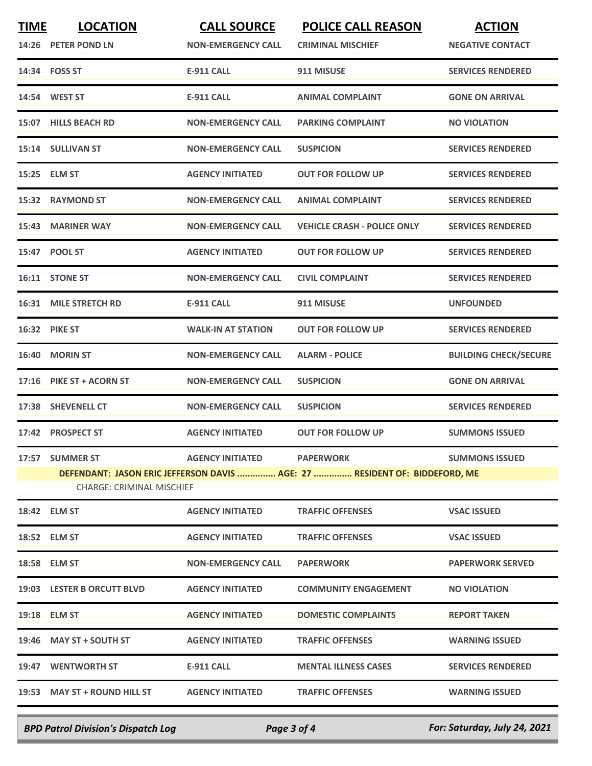| TIME | LOCATION | CALL SOURCE | POLICE CALL REASON | ACTION |
|---|---|---|---|---|
| 14:26 | PETER POND LN | NON-EMERGENCY CALL | CRIMINAL MISCHIEF | NEGATIVE CONTACT |
| 14:34 | FOSS ST | E-911 CALL | 911 MISUSE | SERVICES RENDERED |
| 14:54 | WEST ST | E-911 CALL | ANIMAL COMPLAINT | GONE ON ARRIVAL |
| 15:07 | HILLS BEACH RD | NON-EMERGENCY CALL | PARKING COMPLAINT | NO VIOLATION |
| 15:14 | SULLIVAN ST | NON-EMERGENCY CALL | SUSPICION | SERVICES RENDERED |
| 15:25 | ELM ST | AGENCY INITIATED | OUT FOR FOLLOW UP | SERVICES RENDERED |
| 15:32 | RAYMOND ST | NON-EMERGENCY CALL | ANIMAL COMPLAINT | SERVICES RENDERED |
| 15:43 | MARINER WAY | NON-EMERGENCY CALL | VEHICLE CRASH - POLICE ONLY | SERVICES RENDERED |
| 15:47 | POOL ST | AGENCY INITIATED | OUT FOR FOLLOW UP | SERVICES RENDERED |
| 16:11 | STONE ST | NON-EMERGENCY CALL | CIVIL COMPLAINT | SERVICES RENDERED |
| 16:31 | MILE STRETCH RD | E-911 CALL | 911 MISUSE | UNFOUNDED |
| 16:32 | PIKE ST | WALK-IN AT STATION | OUT FOR FOLLOW UP | SERVICES RENDERED |
| 16:40 | MORIN ST | NON-EMERGENCY CALL | ALARM - POLICE | BUILDING CHECK/SECURE |
| 17:16 | PIKE ST + ACORN ST | NON-EMERGENCY CALL | SUSPICION | GONE ON ARRIVAL |
| 17:38 | SHEVENELL CT | NON-EMERGENCY CALL | SUSPICION | SERVICES RENDERED |
| 17:42 | PROSPECT ST | AGENCY INITIATED | OUT FOR FOLLOW UP | SUMMONS ISSUED |
| 17:57 | SUMMER ST | AGENCY INITIATED | PAPERWORK | SUMMONS ISSUED |
| | DEFENDANT: JASON ERIC JEFFERSON DAVIS ............... AGE: 27 ............... RESIDENT OF: BIDDEFORD, ME | | | |
| | CHARGE: CRIMINAL MISCHIEF | | | |
| 18:42 | ELM ST | AGENCY INITIATED | TRAFFIC OFFENSES | VSAC ISSUED |
| 18:52 | ELM ST | AGENCY INITIATED | TRAFFIC OFFENSES | VSAC ISSUED |
| 18:58 | ELM ST | NON-EMERGENCY CALL | PAPERWORK | PAPERWORK SERVED |
| 19:03 | LESTER B ORCUTT BLVD | AGENCY INITIATED | COMMUNITY ENGAGEMENT | NO VIOLATION |
| 19:18 | ELM ST | AGENCY INITIATED | DOMESTIC COMPLAINTS | REPORT TAKEN |
| 19:46 | MAY ST + SOUTH ST | AGENCY INITIATED | TRAFFIC OFFENSES | WARNING ISSUED |
| 19:47 | WENTWORTH ST | E-911 CALL | MENTAL ILLNESS CASES | SERVICES RENDERED |
| 19:53 | MAY ST + ROUND HILL ST | AGENCY INITIATED | TRAFFIC OFFENSES | WARNING ISSUED |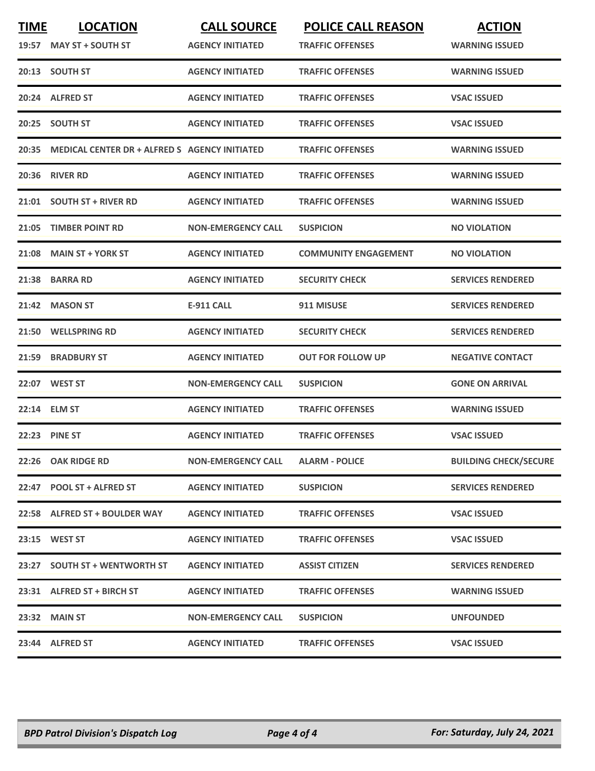| TIME | LOCATION | CALL SOURCE | POLICE CALL REASON | ACTION |
|---|---|---|---|---|
| 19:57 | MAY ST + SOUTH ST | AGENCY INITIATED | TRAFFIC OFFENSES | WARNING ISSUED |
| 20:13 | SOUTH ST | AGENCY INITIATED | TRAFFIC OFFENSES | WARNING ISSUED |
| 20:24 | ALFRED ST | AGENCY INITIATED | TRAFFIC OFFENSES | VSAC ISSUED |
| 20:25 | SOUTH ST | AGENCY INITIATED | TRAFFIC OFFENSES | VSAC ISSUED |
| 20:35 | MEDICAL CENTER DR + ALFRED S | AGENCY INITIATED | TRAFFIC OFFENSES | WARNING ISSUED |
| 20:36 | RIVER RD | AGENCY INITIATED | TRAFFIC OFFENSES | WARNING ISSUED |
| 21:01 | SOUTH ST + RIVER RD | AGENCY INITIATED | TRAFFIC OFFENSES | WARNING ISSUED |
| 21:05 | TIMBER POINT RD | NON-EMERGENCY CALL | SUSPICION | NO VIOLATION |
| 21:08 | MAIN ST + YORK ST | AGENCY INITIATED | COMMUNITY ENGAGEMENT | NO VIOLATION |
| 21:38 | BARRA RD | AGENCY INITIATED | SECURITY CHECK | SERVICES RENDERED |
| 21:42 | MASON ST | E-911 CALL | 911 MISUSE | SERVICES RENDERED |
| 21:50 | WELLSPRING RD | AGENCY INITIATED | SECURITY CHECK | SERVICES RENDERED |
| 21:59 | BRADBURY ST | AGENCY INITIATED | OUT FOR FOLLOW UP | NEGATIVE CONTACT |
| 22:07 | WEST ST | NON-EMERGENCY CALL | SUSPICION | GONE ON ARRIVAL |
| 22:14 | ELM ST | AGENCY INITIATED | TRAFFIC OFFENSES | WARNING ISSUED |
| 22:23 | PINE ST | AGENCY INITIATED | TRAFFIC OFFENSES | VSAC ISSUED |
| 22:26 | OAK RIDGE RD | NON-EMERGENCY CALL | ALARM - POLICE | BUILDING CHECK/SECURE |
| 22:47 | POOL ST + ALFRED ST | AGENCY INITIATED | SUSPICION | SERVICES RENDERED |
| 22:58 | ALFRED ST + BOULDER WAY | AGENCY INITIATED | TRAFFIC OFFENSES | VSAC ISSUED |
| 23:15 | WEST ST | AGENCY INITIATED | TRAFFIC OFFENSES | VSAC ISSUED |
| 23:27 | SOUTH ST + WENTWORTH ST | AGENCY INITIATED | ASSIST CITIZEN | SERVICES RENDERED |
| 23:31 | ALFRED ST + BIRCH ST | AGENCY INITIATED | TRAFFIC OFFENSES | WARNING ISSUED |
| 23:32 | MAIN ST | NON-EMERGENCY CALL | SUSPICION | UNFOUNDED |
| 23:44 | ALFRED ST | AGENCY INITIATED | TRAFFIC OFFENSES | VSAC ISSUED |